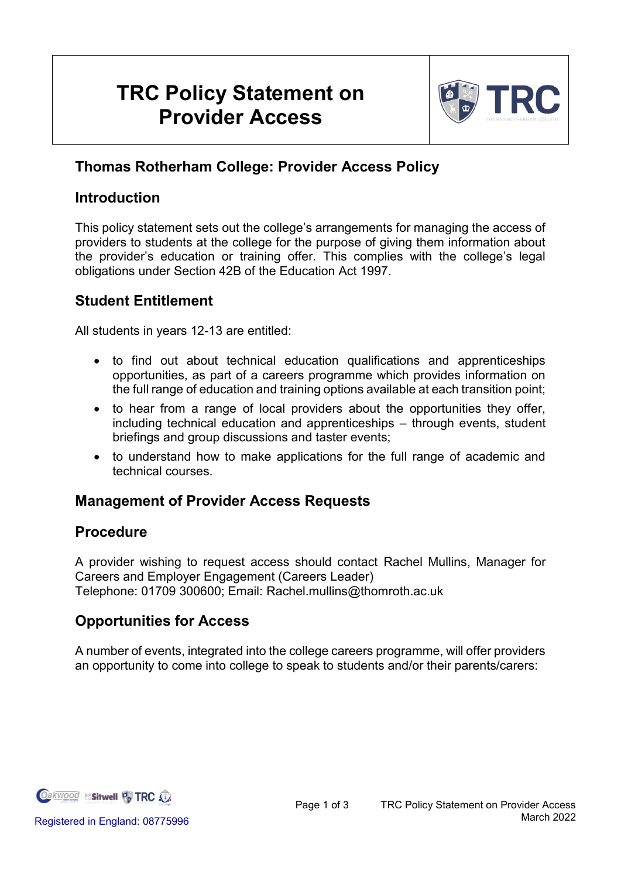# TRC Policy Statement on Provider Access

## Thomas Rotherham College: Provider Access Policy

## Introduction

This policy statement sets out the college's arrangements for managing the access of providers to students at the college for the purpose of giving them information about the provider's education or training offer. This complies with the college's legal obligations under Section 42B of the Education Act 1997.

## Student Entitlement

All students in years 12-13 are entitled:

- to find out about technical education qualifications and apprenticeships opportunities, as part of a careers programme which provides information on the full range of education and training options available at each transition point;
- to hear from a range of local providers about the opportunities they offer, including technical education and apprenticeships – through events, student briefings and group discussions and taster events;
- to understand how to make applications for the full range of academic and technical courses.

## Management of Provider Access Requests

## Procedure

A provider wishing to request access should contact Rachel Mullins, Manager for Careers and Employer Engagement (Careers Leader)
Telephone: 01709 300600; Email: Rachel.mullins@thomroth.ac.uk

## Opportunities for Access

A number of events, integrated into the college careers programme, will offer providers an opportunity to come into college to speak to students and/or their parents/carers: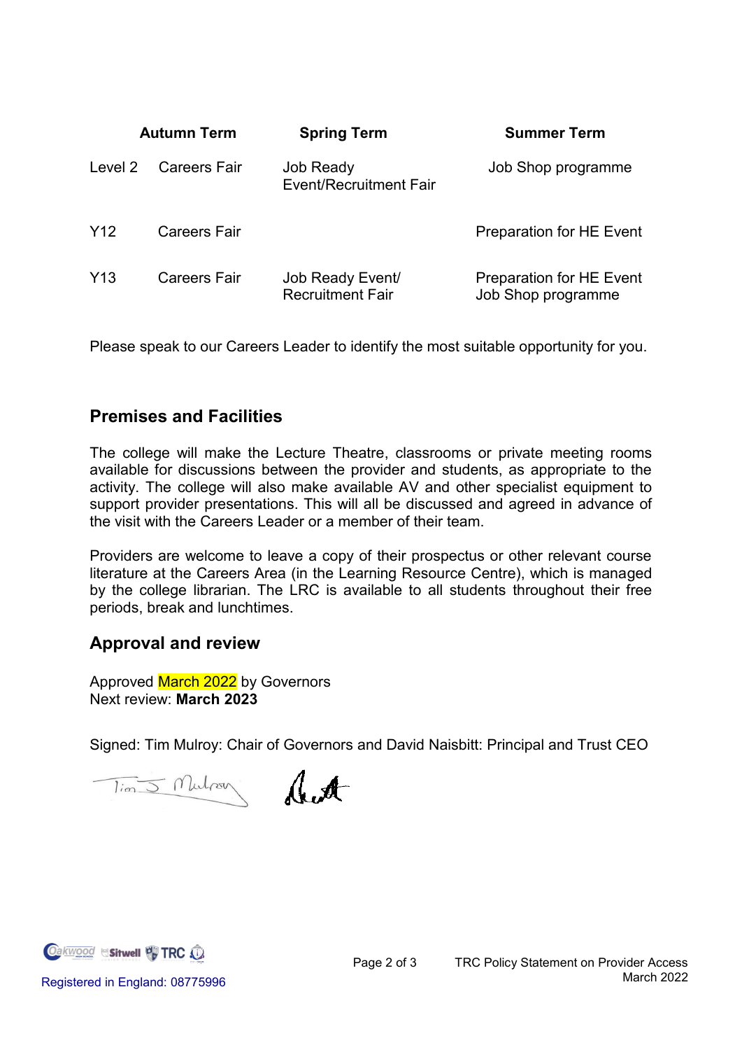| | Autumn Term | Spring Term | Summer Term |
|---|---|---|---|
| Level 2 | Careers Fair | Job Ready Event/Recruitment Fair | Job Shop programme |
| Y12 | Careers Fair | | Preparation for HE Event |
| Y13 | Careers Fair | Job Ready Event/ Recruitment Fair | Preparation for HE Event Job Shop programme |

Please speak to our Careers Leader to identify the most suitable opportunity for you.

## Premises and Facilities

The college will make the Lecture Theatre, classrooms or private meeting rooms available for discussions between the provider and students, as appropriate to the activity. The college will also make available AV and other specialist equipment to support provider presentations. This will all be discussed and agreed in advance of the visit with the Careers Leader or a member of their team.

Providers are welcome to leave a copy of their prospectus or other relevant course literature at the Careers Area (in the Learning Resource Centre), which is managed by the college librarian. The LRC is available to all students throughout their free periods, break and lunchtimes.

## Approval and review

Approved March 2022 by Governors
Next review: **March 2023**

Signed: Tim Mulroy: Chair of Governors and David Naisbitt: Principal and Trust CEO

Registered in England: 08775996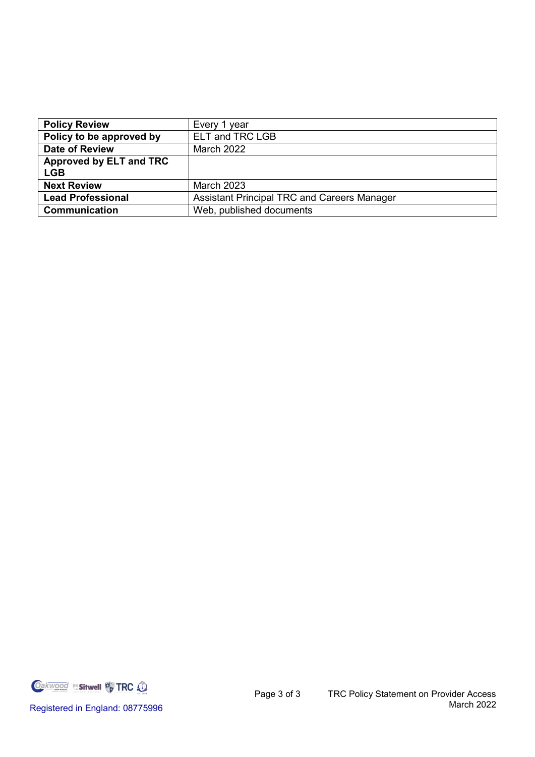| | |
|---|---|
| **Policy Review** | Every 1 year |
| **Policy to be approved by** | ELT and TRC LGB |
| **Date of Review** | March 2022 |
| **Approved by ELT and TRC LGB** | |
| **Next Review** | March 2023 |
| **Lead Professional** | Assistant Principal TRC and Careers Manager |
| **Communication** | Web, published documents |